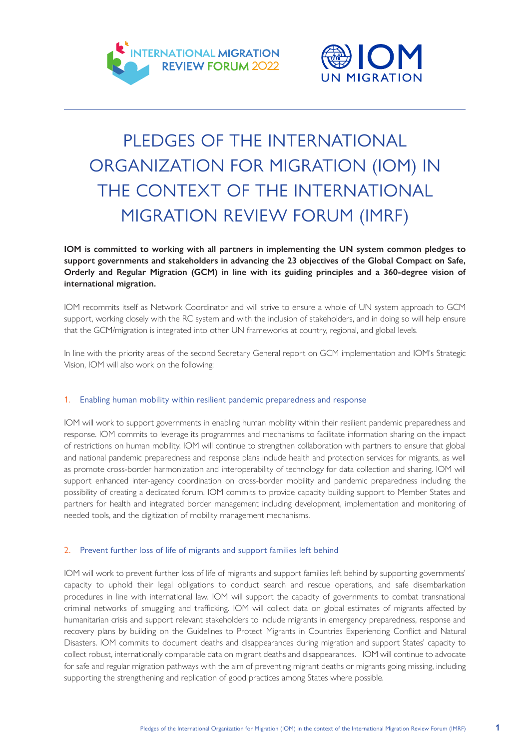# PLEDGES OF THE INTERNATIONAL ORGANIZATION FOR MIGRATION (IOM) IN THE CONTEXT OF THE INTERNATIONAL MIGRATION REVIEW FORUM (IMRF)

**IOM is committed to working with all partners in implementing the UN system common pledges to support governments and stakeholders in advancing the 23 objectives of the Global Compact on Safe, Orderly and Regular Migration (GCM) in line with its guiding principles and a 360-degree vision of international migration.**

IOM recommits itself as Network Coordinator and will strive to ensure a whole of UN system approach to GCM support, working closely with the RC system and with the inclusion of stakeholders, and in doing so will help ensure that the GCM/migration is integrated into other UN frameworks at country, regional, and global levels.

In line with the priority areas of the second Secretary General report on GCM implementation and IOM's Strategic Vision, IOM will also work on the following:

## 1. Enabling human mobility within resilient pandemic preparedness and response

IOM will work to support governments in enabling human mobility within their resilient pandemic preparedness and response. IOM commits to leverage its programmes and mechanisms to facilitate information sharing on the impact of restrictions on human mobility. IOM will continue to strengthen collaboration with partners to ensure that global and national pandemic preparedness and response plans include health and protection services for migrants, as well as promote cross-border harmonization and interoperability of technology for data collection and sharing. IOM will support enhanced inter-agency coordination on cross-border mobility and pandemic preparedness including the possibility of creating a dedicated forum. IOM commits to provide capacity building support to Member States and partners for health and integrated border management including development, implementation and monitoring of needed tools, and the digitization of mobility management mechanisms.

## 2. Prevent further loss of life of migrants and support families left behind

IOM will work to prevent further loss of life of migrants and support families left behind by supporting governments' capacity to uphold their legal obligations to conduct search and rescue operations, and safe disembarkation procedures in line with international law. IOM will support the capacity of governments to combat transnational criminal networks of smuggling and trafficking. IOM will collect data on global estimates of migrants affected by humanitarian crisis and support relevant stakeholders to include migrants in emergency preparedness, response and recovery plans by building on the Guidelines to Protect Migrants in Countries Experiencing Conflict and Natural Disasters. IOM commits to document deaths and disappearances during migration and support States' capacity to collect robust, internationally comparable data on migrant deaths and disappearances. IOM will continue to advocate for safe and regular migration pathways with the aim of preventing migrant deaths or migrants going missing, including supporting the strengthening and replication of good practices among States where possible.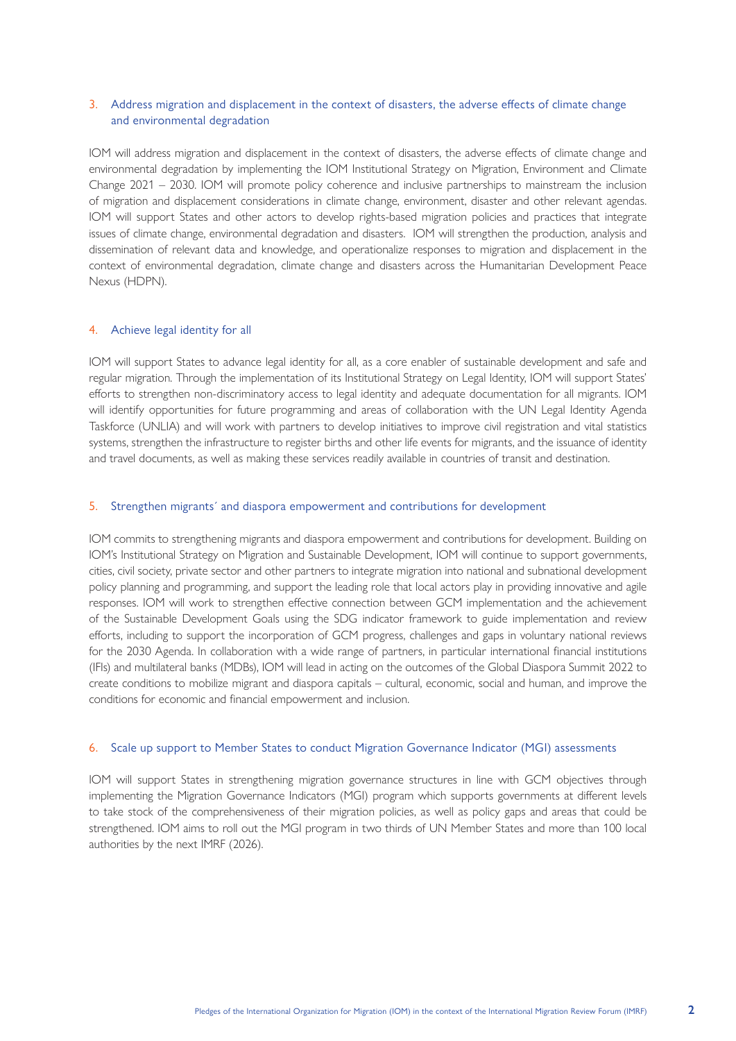3. Address migration and displacement in the context of disasters, the adverse effects of climate change and environmental degradation

IOM will address migration and displacement in the context of disasters, the adverse effects of climate change and environmental degradation by implementing the IOM Institutional Strategy on Migration, Environment and Climate Change 2021 – 2030. IOM will promote policy coherence and inclusive partnerships to mainstream the inclusion of migration and displacement considerations in climate change, environment, disaster and other relevant agendas. IOM will support States and other actors to develop rights-based migration policies and practices that integrate issues of climate change, environmental degradation and disasters. IOM will strengthen the production, analysis and dissemination of relevant data and knowledge, and operationalize responses to migration and displacement in the context of environmental degradation, climate change and disasters across the Humanitarian Development Peace Nexus (HDPN).

4. Achieve legal identity for all

IOM will support States to advance legal identity for all, as a core enabler of sustainable development and safe and regular migration. Through the implementation of its Institutional Strategy on Legal Identity, IOM will support States' efforts to strengthen non-discriminatory access to legal identity and adequate documentation for all migrants. IOM will identify opportunities for future programming and areas of collaboration with the UN Legal Identity Agenda Taskforce (UNLIA) and will work with partners to develop initiatives to improve civil registration and vital statistics systems, strengthen the infrastructure to register births and other life events for migrants, and the issuance of identity and travel documents, as well as making these services readily available in countries of transit and destination.

5. Strengthen migrants´ and diaspora empowerment and contributions for development

IOM commits to strengthening migrants and diaspora empowerment and contributions for development. Building on IOM's Institutional Strategy on Migration and Sustainable Development, IOM will continue to support governments, cities, civil society, private sector and other partners to integrate migration into national and subnational development policy planning and programming, and support the leading role that local actors play in providing innovative and agile responses. IOM will work to strengthen effective connection between GCM implementation and the achievement of the Sustainable Development Goals using the SDG indicator framework to guide implementation and review efforts, including to support the incorporation of GCM progress, challenges and gaps in voluntary national reviews for the 2030 Agenda. In collaboration with a wide range of partners, in particular international financial institutions (IFIs) and multilateral banks (MDBs), IOM will lead in acting on the outcomes of the Global Diaspora Summit 2022 to create conditions to mobilize migrant and diaspora capitals – cultural, economic, social and human, and improve the conditions for economic and financial empowerment and inclusion.

6. Scale up support to Member States to conduct Migration Governance Indicator (MGI) assessments

IOM will support States in strengthening migration governance structures in line with GCM objectives through implementing the Migration Governance Indicators (MGI) program which supports governments at different levels to take stock of the comprehensiveness of their migration policies, as well as policy gaps and areas that could be strengthened. IOM aims to roll out the MGI program in two thirds of UN Member States and more than 100 local authorities by the next IMRF (2026).